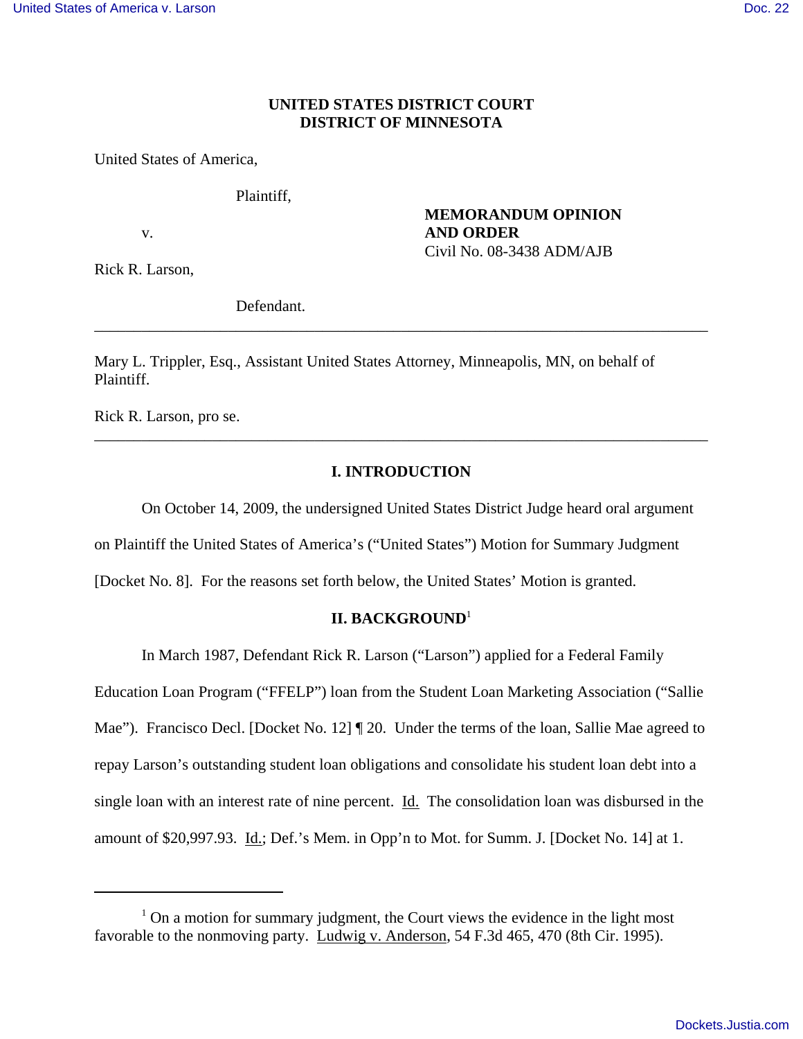**UNITED STATES DISTRICT COURT**
**DISTRICT OF MINNESOTA**

United States of America,

Plaintiff,

v.

Rick R. Larson,

Defendant.

**MEMORANDUM OPINION AND ORDER**
Civil No. 08-3438 ADM/AJB

---

Mary L. Trippler, Esq., Assistant United States Attorney, Minneapolis, MN, on behalf of Plaintiff.

Rick R. Larson, pro se.

---

## I. INTRODUCTION

On October 14, 2009, the undersigned United States District Judge heard oral argument on Plaintiff the United States of America's ("United States") Motion for Summary Judgment [Docket No. 8]. For the reasons set forth below, the United States' Motion is granted.

## II. BACKGROUND[1]

In March 1987, Defendant Rick R. Larson ("Larson") applied for a Federal Family Education Loan Program ("FFELP") loan from the Student Loan Marketing Association ("Sallie Mae"). Francisco Decl. [Docket No. 12] ¶ 20. Under the terms of the loan, Sallie Mae agreed to repay Larson's outstanding student loan obligations and consolidate his student loan debt into a single loan with an interest rate of nine percent. Id. The consolidation loan was disbursed in the amount of $20,997.93. Id.; Def.'s Mem. in Opp'n to Mot. for Summ. J. [Docket No. 14] at 1.

---

[1] On a motion for summary judgment, the Court views the evidence in the light most favorable to the nonmoving party. Ludwig v. Anderson, 54 F.3d 465, 470 (8th Cir. 1995).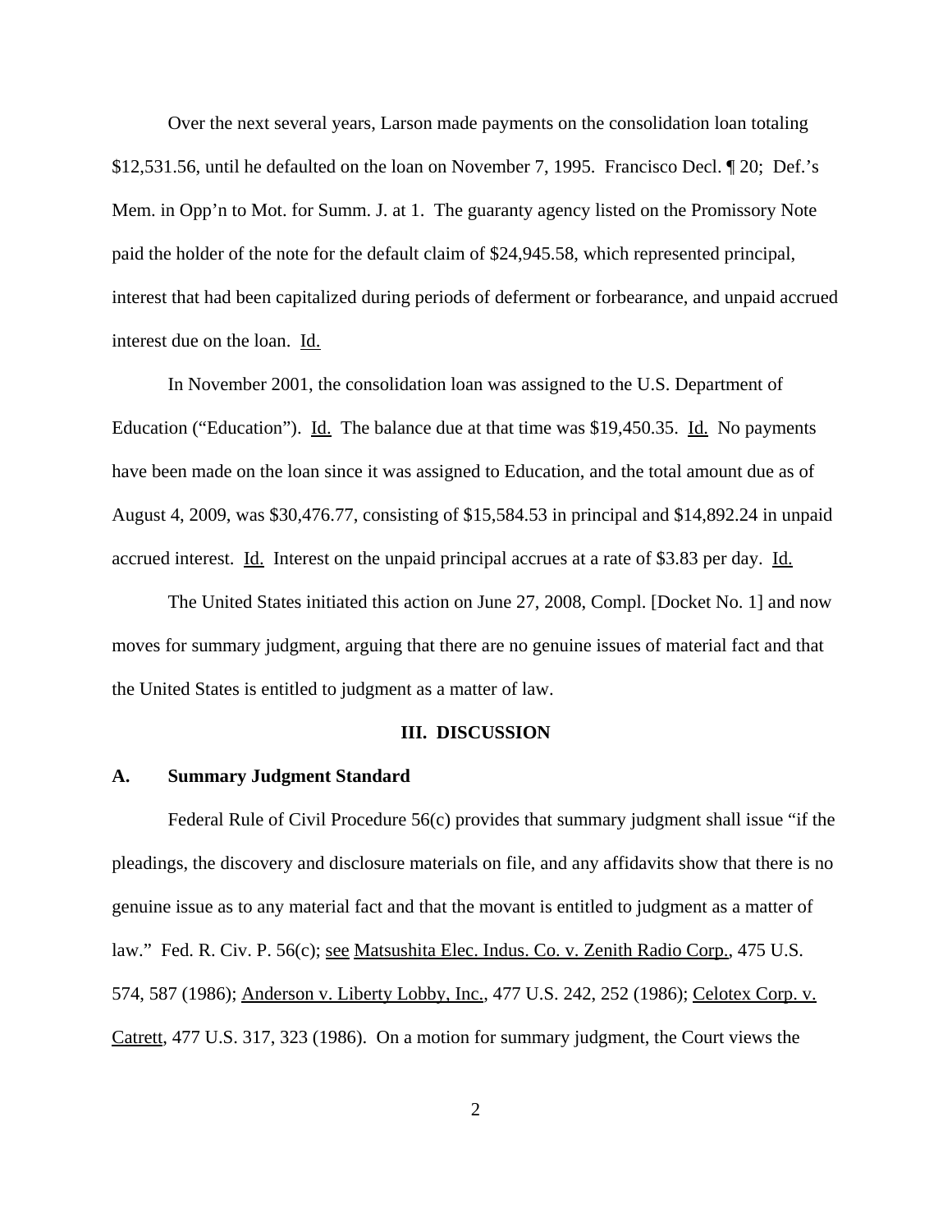Over the next several years, Larson made payments on the consolidation loan totaling $12,531.56, until he defaulted on the loan on November 7, 1995. Francisco Decl. ¶ 20; Def.'s Mem. in Opp'n to Mot. for Summ. J. at 1. The guaranty agency listed on the Promissory Note paid the holder of the note for the default claim of $24,945.58, which represented principal, interest that had been capitalized during periods of deferment or forbearance, and unpaid accrued interest due on the loan. Id.

In November 2001, the consolidation loan was assigned to the U.S. Department of Education ("Education"). Id. The balance due at that time was $19,450.35. Id. No payments have been made on the loan since it was assigned to Education, and the total amount due as of August 4, 2009, was $30,476.77, consisting of $15,584.53 in principal and $14,892.24 in unpaid accrued interest. Id. Interest on the unpaid principal accrues at a rate of $3.83 per day. Id.

The United States initiated this action on June 27, 2008, Compl. [Docket No. 1] and now moves for summary judgment, arguing that there are no genuine issues of material fact and that the United States is entitled to judgment as a matter of law.

## III. DISCUSSION

### A. Summary Judgment Standard

Federal Rule of Civil Procedure 56(c) provides that summary judgment shall issue "if the pleadings, the discovery and disclosure materials on file, and any affidavits show that there is no genuine issue as to any material fact and that the movant is entitled to judgment as a matter of law." Fed. R. Civ. P. 56(c); see Matsushita Elec. Indus. Co. v. Zenith Radio Corp., 475 U.S. 574, 587 (1986); Anderson v. Liberty Lobby, Inc., 477 U.S. 242, 252 (1986); Celotex Corp. v. Catrett, 477 U.S. 317, 323 (1986). On a motion for summary judgment, the Court views the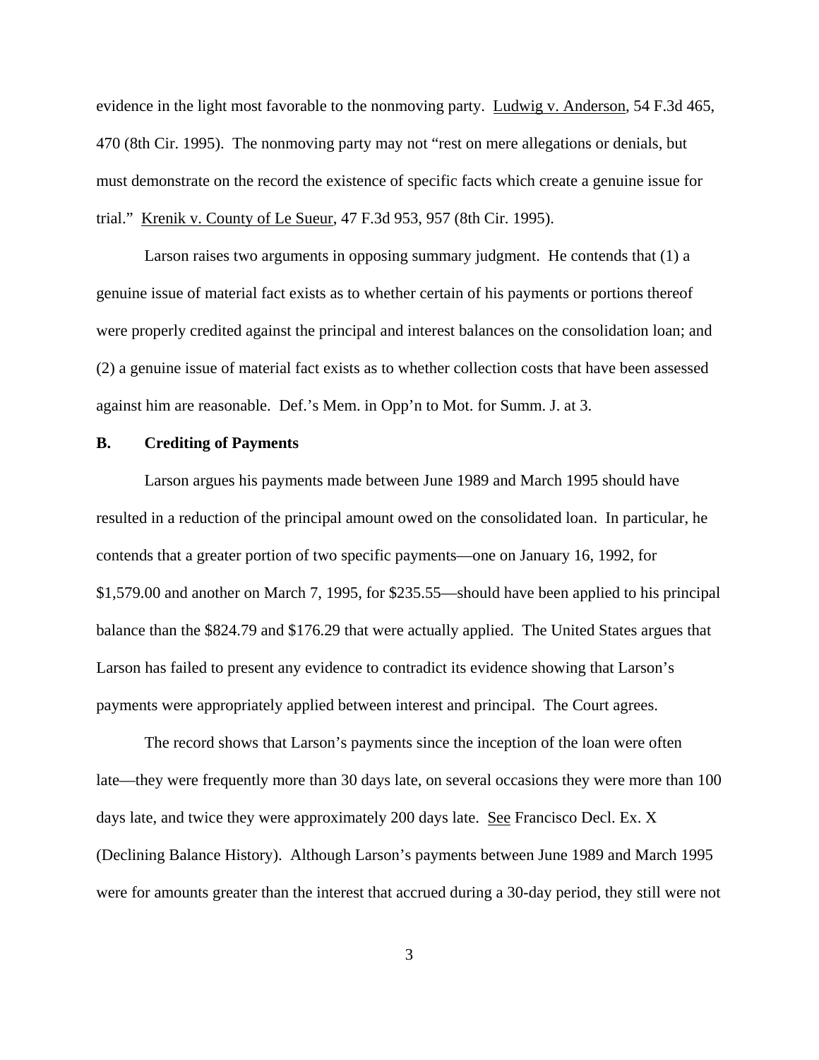evidence in the light most favorable to the nonmoving party. Ludwig v. Anderson, 54 F.3d 465, 470 (8th Cir. 1995). The nonmoving party may not "rest on mere allegations or denials, but must demonstrate on the record the existence of specific facts which create a genuine issue for trial." Krenik v. County of Le Sueur, 47 F.3d 953, 957 (8th Cir. 1995).

Larson raises two arguments in opposing summary judgment. He contends that (1) a genuine issue of material fact exists as to whether certain of his payments or portions thereof were properly credited against the principal and interest balances on the consolidation loan; and (2) a genuine issue of material fact exists as to whether collection costs that have been assessed against him are reasonable. Def.'s Mem. in Opp'n to Mot. for Summ. J. at 3.

**B. Crediting of Payments**

Larson argues his payments made between June 1989 and March 1995 should have resulted in a reduction of the principal amount owed on the consolidated loan. In particular, he contends that a greater portion of two specific payments—one on January 16, 1992, for $1,579.00 and another on March 7, 1995, for $235.55—should have been applied to his principal balance than the $824.79 and $176.29 that were actually applied. The United States argues that Larson has failed to present any evidence to contradict its evidence showing that Larson's payments were appropriately applied between interest and principal. The Court agrees.

The record shows that Larson's payments since the inception of the loan were often late—they were frequently more than 30 days late, on several occasions they were more than 100 days late, and twice they were approximately 200 days late. See Francisco Decl. Ex. X (Declining Balance History). Although Larson's payments between June 1989 and March 1995 were for amounts greater than the interest that accrued during a 30-day period, they still were not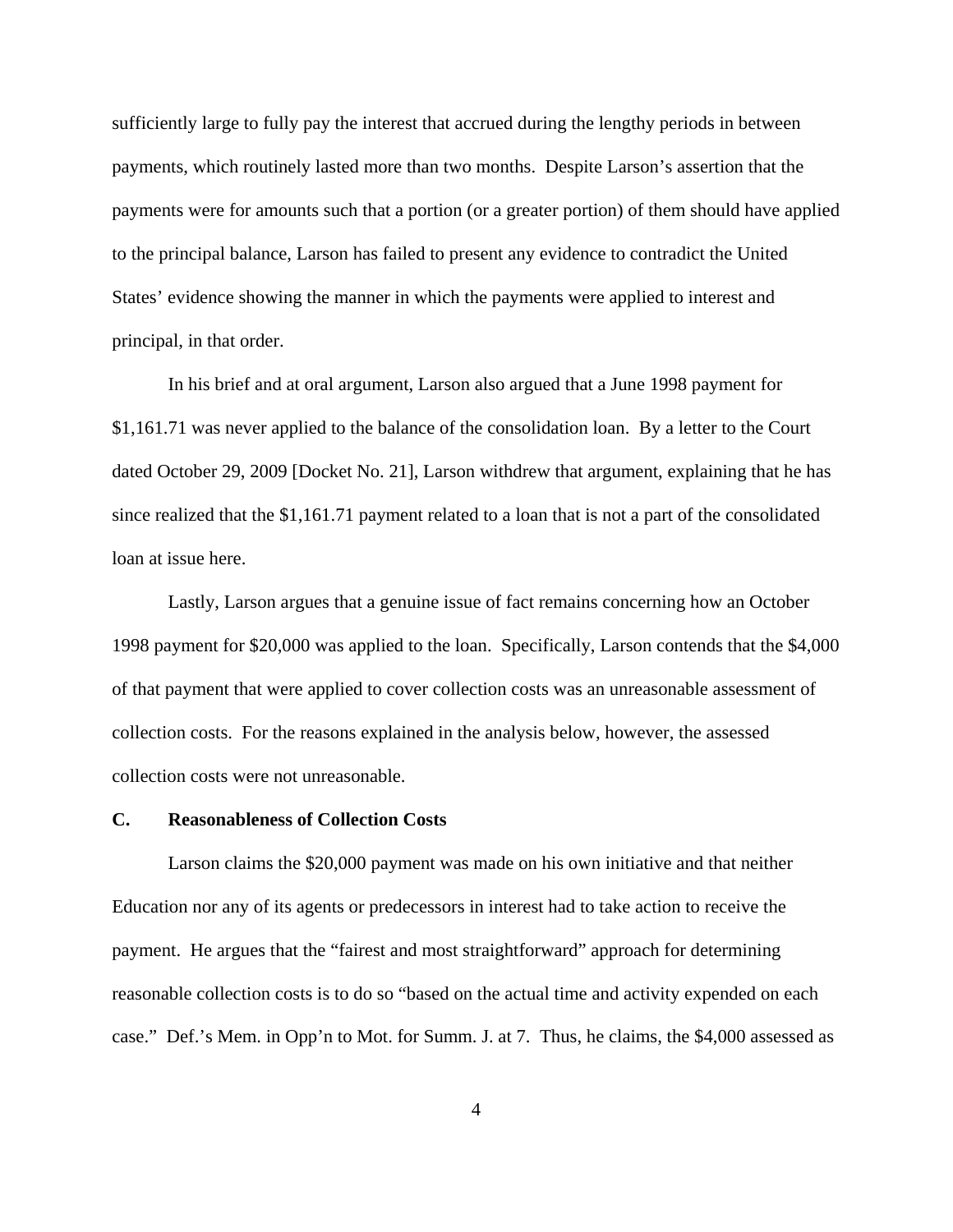sufficiently large to fully pay the interest that accrued during the lengthy periods in between payments, which routinely lasted more than two months. Despite Larson's assertion that the payments were for amounts such that a portion (or a greater portion) of them should have applied to the principal balance, Larson has failed to present any evidence to contradict the United States' evidence showing the manner in which the payments were applied to interest and principal, in that order.

In his brief and at oral argument, Larson also argued that a June 1998 payment for $1,161.71 was never applied to the balance of the consolidation loan. By a letter to the Court dated October 29, 2009 [Docket No. 21], Larson withdrew that argument, explaining that he has since realized that the $1,161.71 payment related to a loan that is not a part of the consolidated loan at issue here.

Lastly, Larson argues that a genuine issue of fact remains concerning how an October 1998 payment for $20,000 was applied to the loan. Specifically, Larson contends that the $4,000 of that payment that were applied to cover collection costs was an unreasonable assessment of collection costs. For the reasons explained in the analysis below, however, the assessed collection costs were not unreasonable.

### C. Reasonableness of Collection Costs

Larson claims the $20,000 payment was made on his own initiative and that neither Education nor any of its agents or predecessors in interest had to take action to receive the payment. He argues that the "fairest and most straightforward" approach for determining reasonable collection costs is to do so "based on the actual time and activity expended on each case." Def.'s Mem. in Opp'n to Mot. for Summ. J. at 7. Thus, he claims, the $4,000 assessed as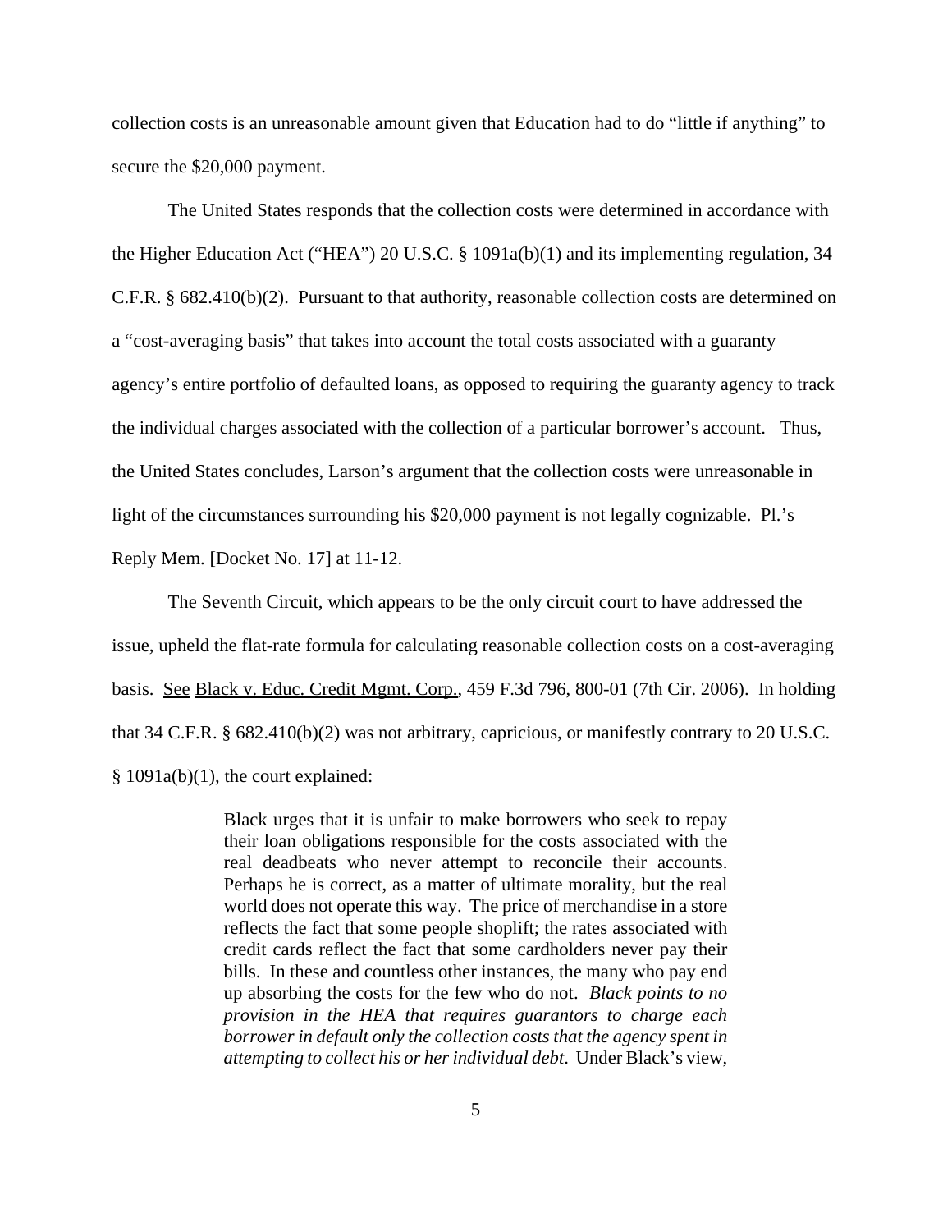collection costs is an unreasonable amount given that Education had to do "little if anything" to secure the $20,000 payment.

The United States responds that the collection costs were determined in accordance with the Higher Education Act ("HEA") 20 U.S.C. § 1091a(b)(1) and its implementing regulation, 34 C.F.R. § 682.410(b)(2). Pursuant to that authority, reasonable collection costs are determined on a "cost-averaging basis" that takes into account the total costs associated with a guaranty agency's entire portfolio of defaulted loans, as opposed to requiring the guaranty agency to track the individual charges associated with the collection of a particular borrower's account. Thus, the United States concludes, Larson's argument that the collection costs were unreasonable in light of the circumstances surrounding his $20,000 payment is not legally cognizable. Pl.'s Reply Mem. [Docket No. 17] at 11-12.

The Seventh Circuit, which appears to be the only circuit court to have addressed the issue, upheld the flat-rate formula for calculating reasonable collection costs on a cost-averaging basis. See Black v. Educ. Credit Mgmt. Corp., 459 F.3d 796, 800-01 (7th Cir. 2006). In holding that 34 C.F.R. § 682.410(b)(2) was not arbitrary, capricious, or manifestly contrary to 20 U.S.C. § 1091a(b)(1), the court explained:

> Black urges that it is unfair to make borrowers who seek to repay their loan obligations responsible for the costs associated with the real deadbeats who never attempt to reconcile their accounts. Perhaps he is correct, as a matter of ultimate morality, but the real world does not operate this way. The price of merchandise in a store reflects the fact that some people shoplift; the rates associated with credit cards reflect the fact that some cardholders never pay their bills. In these and countless other instances, the many who pay end up absorbing the costs for the few who do not. *Black points to no provision in the HEA that requires guarantors to charge each borrower in default only the collection costs that the agency spent in attempting to collect his or her individual debt*. Under Black's view,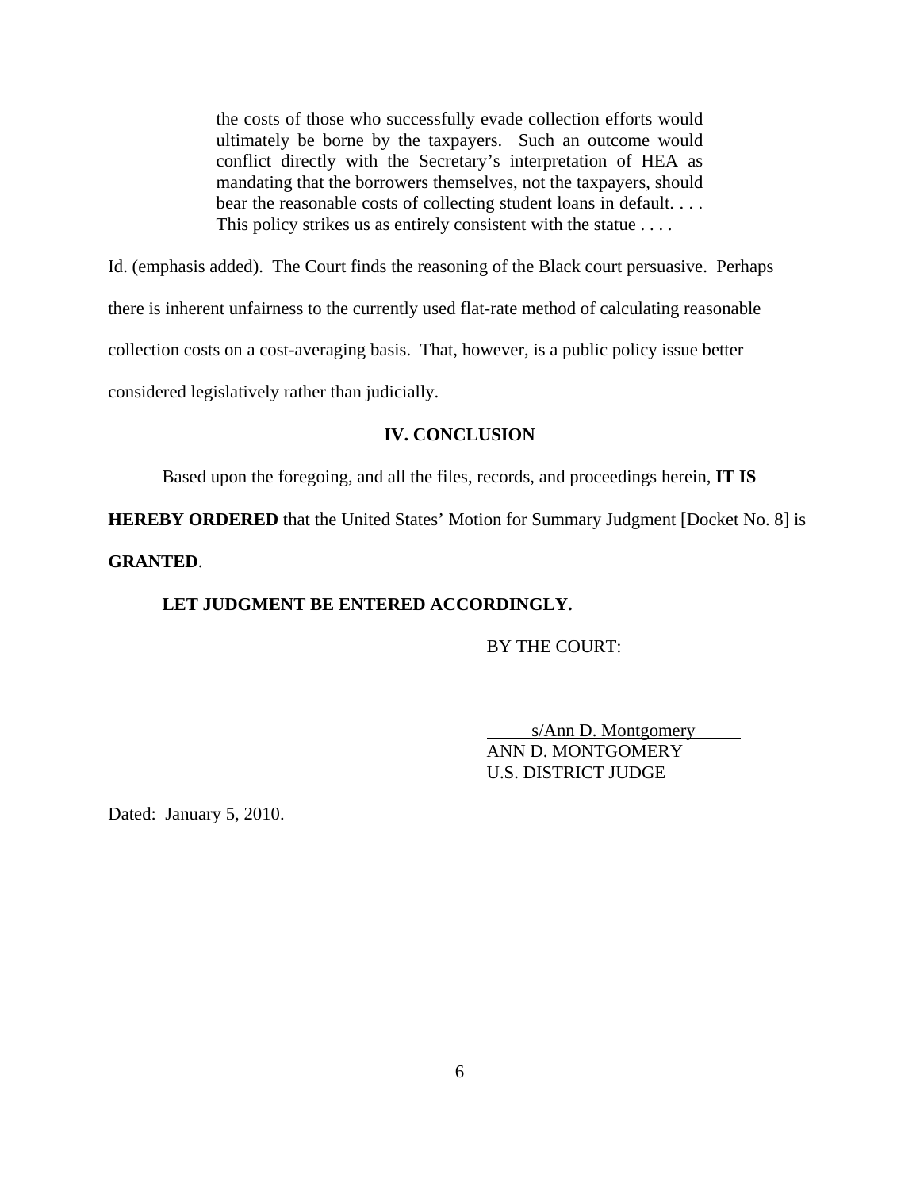> the costs of those who successfully evade collection efforts would ultimately be borne by the taxpayers. Such an outcome would conflict directly with the Secretary's interpretation of HEA as mandating that the borrowers themselves, not the taxpayers, should bear the reasonable costs of collecting student loans in default. . . . This policy strikes us as entirely consistent with the statue . . . .

Id. (emphasis added). The Court finds the reasoning of the Black court persuasive. Perhaps there is inherent unfairness to the currently used flat-rate method of calculating reasonable collection costs on a cost-averaging basis. That, however, is a public policy issue better considered legislatively rather than judicially.

## IV. CONCLUSION

Based upon the foregoing, and all the files, records, and proceedings herein, **IT IS HEREBY ORDERED** that the United States' Motion for Summary Judgment [Docket No. 8] is **GRANTED**.

**LET JUDGMENT BE ENTERED ACCORDINGLY.**

BY THE COURT:

s/Ann D. Montgomery
ANN D. MONTGOMERY
U.S. DISTRICT JUDGE

Dated: January 5, 2010.